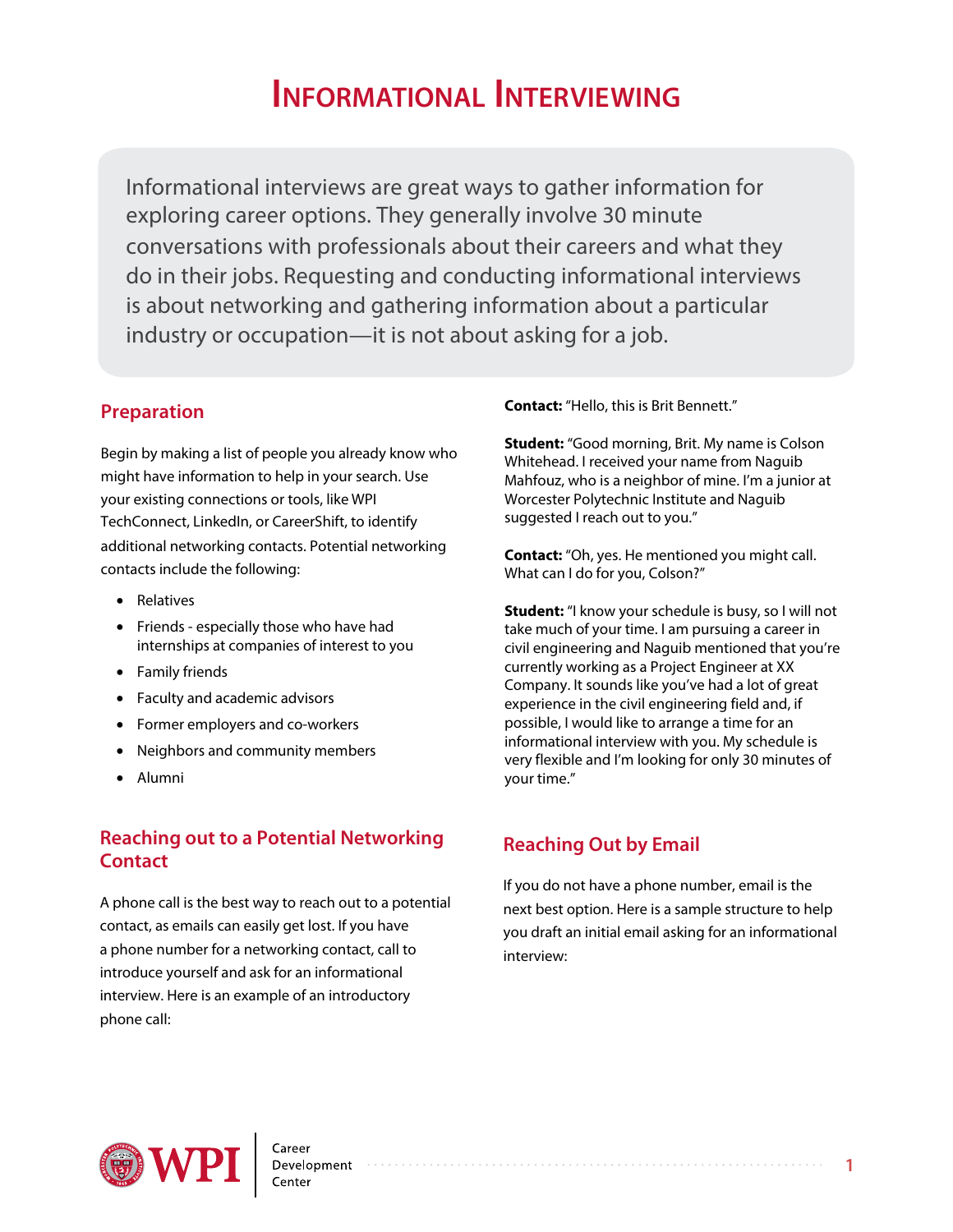# Informational Interviewing

Informational interviews are great ways to gather information for exploring career options. They generally involve 30 minute conversations with professionals about their careers and what they do in their jobs. Requesting and conducting informational interviews is about networking and gathering information about a particular industry or occupation—it is not about asking for a job.

## Preparation

Begin by making a list of people you already know who might have information to help in your search. Use your existing connections or tools, like WPI TechConnect, LinkedIn, or CareerShift, to identify additional networking contacts. Potential networking contacts include the following:

- Relatives
- Friends - especially those who have had internships at companies of interest to you
- Family friends
- Faculty and academic advisors
- Former employers and co-workers
- Neighbors and community members
- Alumni

## Reaching out to a Potential Networking Contact

A phone call is the best way to reach out to a potential contact, as emails can easily get lost. If you have a phone number for a networking contact, call to introduce yourself and ask for an informational interview. Here is an example of an introductory phone call:

**Contact:** "Hello, this is Brit Bennett."

**Student:** "Good morning, Brit. My name is Colson Whitehead. I received your name from Naguib Mahfouz, who is a neighbor of mine. I'm a junior at Worcester Polytechnic Institute and Naguib suggested I reach out to you."

**Contact:** "Oh, yes. He mentioned you might call. What can I do for you, Colson?"

**Student:** "I know your schedule is busy, so I will not take much of your time. I am pursuing a career in civil engineering and Naguib mentioned that you're currently working as a Project Engineer at XX Company. It sounds like you've had a lot of great experience in the civil engineering field and, if possible, I would like to arrange a time for an informational interview with you. My schedule is very flexible and I'm looking for only 30 minutes of your time."

## Reaching Out by Email

If you do not have a phone number, email is the next best option. Here is a sample structure to help you draft an initial email asking for an informational interview: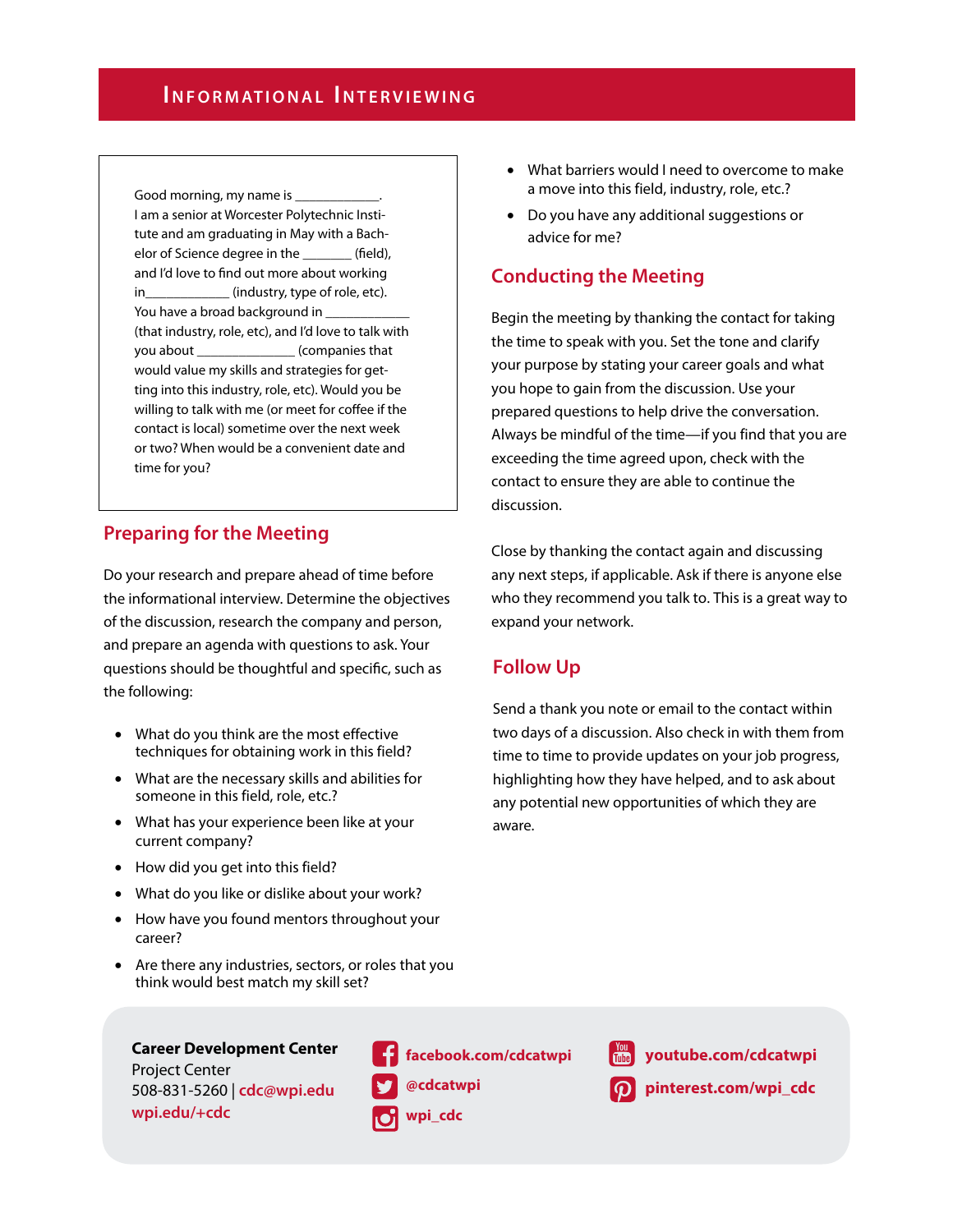# Informational Interviewing

Good morning, my name is ____________.
I am a senior at Worcester Polytechnic Institute and am graduating in May with a Bachelor of Science degree in the _______ (field), and I'd love to find out more about working in____________ (industry, type of role, etc). You have a broad background in ____________ (that industry, role, etc), and I'd love to talk with you about ______________ (companies that would value my skills and strategies for getting into this industry, role, etc). Would you be willing to talk with me (or meet for coffee if the contact is local) sometime over the next week or two? When would be a convenient date and time for you?

## Preparing for the Meeting

Do your research and prepare ahead of time before the informational interview. Determine the objectives of the discussion, research the company and person, and prepare an agenda with questions to ask. Your questions should be thoughtful and specific, such as the following:

- What do you think are the most effective techniques for obtaining work in this field?
- What are the necessary skills and abilities for someone in this field, role, etc.?
- What has your experience been like at your current company?
- How did you get into this field?
- What do you like or dislike about your work?
- How have you found mentors throughout your career?
- Are there any industries, sectors, or roles that you think would best match my skill set?
- What barriers would I need to overcome to make a move into this field, industry, role, etc.?
- Do you have any additional suggestions or advice for me?

## Conducting the Meeting

Begin the meeting by thanking the contact for taking the time to speak with you. Set the tone and clarify your purpose by stating your career goals and what you hope to gain from the discussion. Use your prepared questions to help drive the conversation. Always be mindful of the time—if you find that you are exceeding the time agreed upon, check with the contact to ensure they are able to continue the discussion.

Close by thanking the contact again and discussing any next steps, if applicable. Ask if there is anyone else who they recommend you talk to. This is a great way to expand your network.

## Follow Up

Send a thank you note or email to the contact within two days of a discussion. Also check in with them from time to time to provide updates on your job progress, highlighting how they have helped, and to ask about any potential new opportunities of which they are aware.

**Career Development Center**
Project Center
508-831-5260 | cdc@wpi.edu
wpi.edu/+cdc

facebook.com/cdcatwpi
@cdcatwpi
wpi_cdc
youtube.com/cdcatwpi
pinterest.com/wpi_cdc